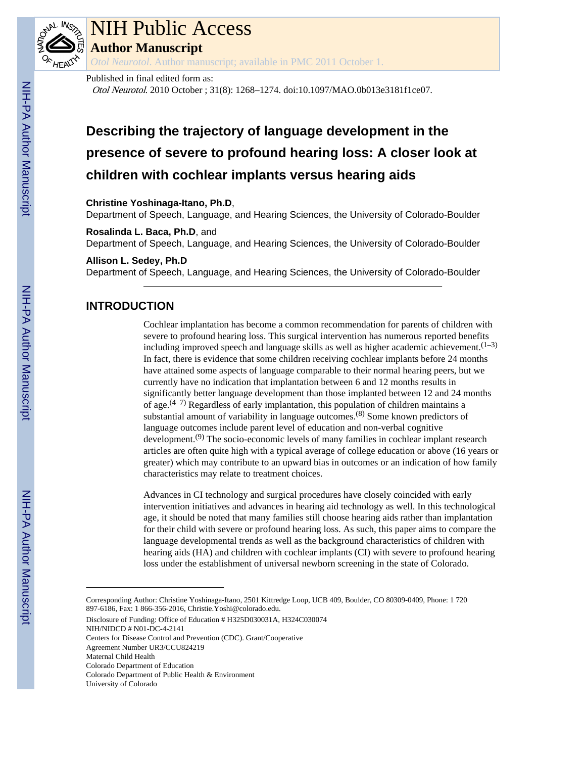# NIH Public Access

**Author Manuscript**

*Otol Neurotol*. Author manuscript; available in PMC 2011 October 1.

Published in final edited form as:

*Otol Neurotol*. 2010 October ; 31(8): 1268–1274. doi:10.1097/MAO.0b013e3181f1ce07.

# Describing the trajectory of language development in the presence of severe to profound hearing loss: A closer look at children with cochlear implants versus hearing aids

**Christine Yoshinaga-Itano, Ph.D**,
Department of Speech, Language, and Hearing Sciences, the University of Colorado-Boulder

**Rosalinda L. Baca, Ph.D**, and
Department of Speech, Language, and Hearing Sciences, the University of Colorado-Boulder

**Allison L. Sedey, Ph.D**
Department of Speech, Language, and Hearing Sciences, the University of Colorado-Boulder

## INTRODUCTION

Cochlear implantation has become a common recommendation for parents of children with severe to profound hearing loss. This surgical intervention has numerous reported benefits including improved speech and language skills as well as higher academic achievement.[1–3] In fact, there is evidence that some children receiving cochlear implants before 24 months have attained some aspects of language comparable to their normal hearing peers, but we currently have no indication that implantation between 6 and 12 months results in significantly better language development than those implanted between 12 and 24 months of age.[4–7] Regardless of early implantation, this population of children maintains a substantial amount of variability in language outcomes.[8] Some known predictors of language outcomes include parent level of education and non-verbal cognitive development.[9] The socio-economic levels of many families in cochlear implant research articles are often quite high with a typical average of college education or above (16 years or greater) which may contribute to an upward bias in outcomes or an indication of how family characteristics may relate to treatment choices.

Advances in CI technology and surgical procedures have closely coincided with early intervention initiatives and advances in hearing aid technology as well. In this technological age, it should be noted that many families still choose hearing aids rather than implantation for their child with severe or profound hearing loss. As such, this paper aims to compare the language developmental trends as well as the background characteristics of children with hearing aids (HA) and children with cochlear implants (CI) with severe to profound hearing loss under the establishment of universal newborn screening in the state of Colorado.

---

Corresponding Author: Christine Yoshinaga-Itano, 2501 Kittredge Loop, UCB 409, Boulder, CO 80309-0409, Phone: 1 720 897-6186, Fax: 1 866-356-2016, Christie.Yoshi@colorado.edu.

Disclosure of Funding: Office of Education # H325D030031A, H324C030074

NIH/NIDCD # N01-DC-4-2141

Centers for Disease Control and Prevention (CDC). Grant/Cooperative

Agreement Number UR3/CCU824219

Maternal Child Health

Colorado Department of Education

Colorado Department of Public Health & Environment

University of Colorado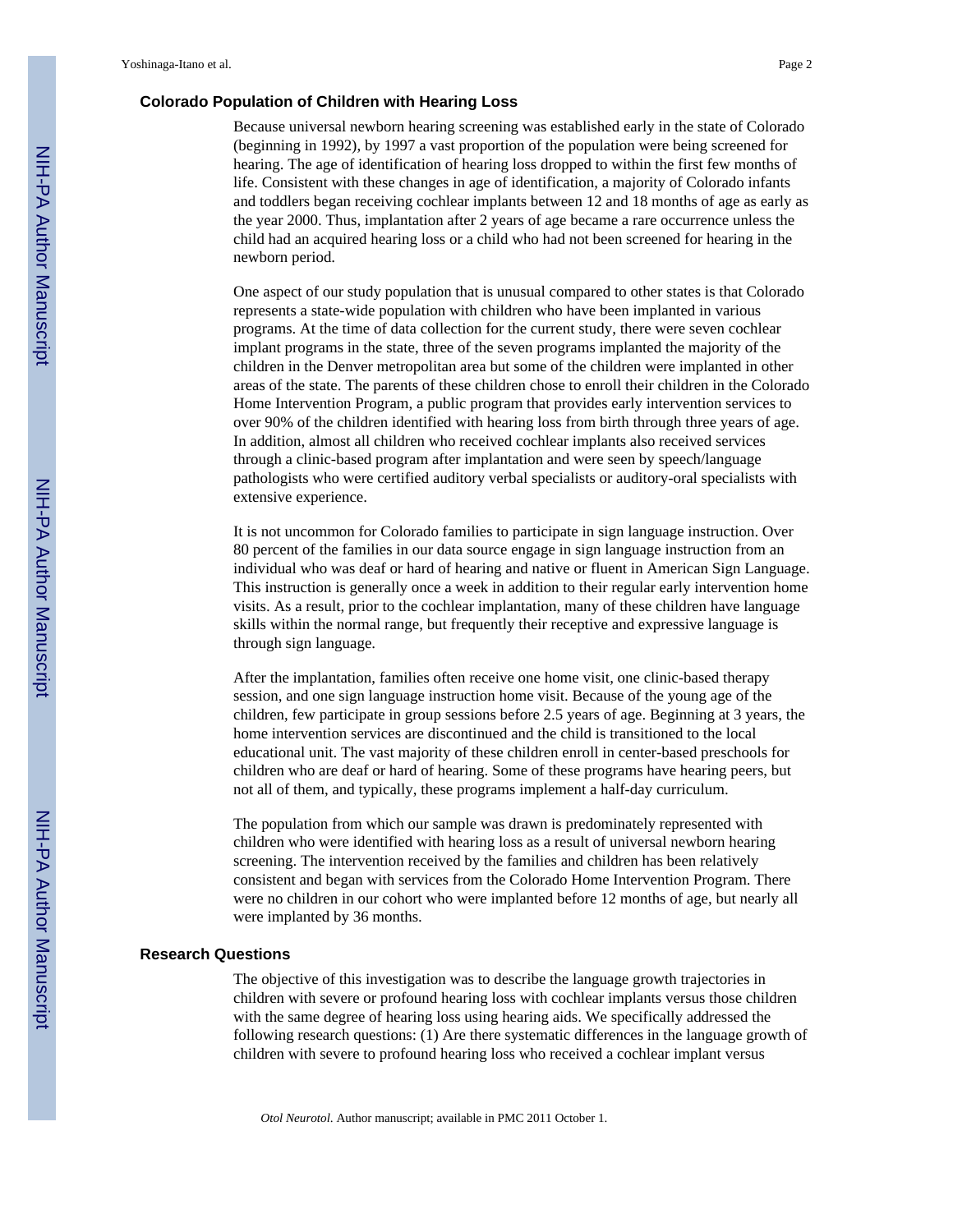## Colorado Population of Children with Hearing Loss

Because universal newborn hearing screening was established early in the state of Colorado (beginning in 1992), by 1997 a vast proportion of the population were being screened for hearing. The age of identification of hearing loss dropped to within the first few months of life. Consistent with these changes in age of identification, a majority of Colorado infants and toddlers began receiving cochlear implants between 12 and 18 months of age as early as the year 2000. Thus, implantation after 2 years of age became a rare occurrence unless the child had an acquired hearing loss or a child who had not been screened for hearing in the newborn period.

One aspect of our study population that is unusual compared to other states is that Colorado represents a state-wide population with children who have been implanted in various programs. At the time of data collection for the current study, there were seven cochlear implant programs in the state, three of the seven programs implanted the majority of the children in the Denver metropolitan area but some of the children were implanted in other areas of the state. The parents of these children chose to enroll their children in the Colorado Home Intervention Program, a public program that provides early intervention services to over 90% of the children identified with hearing loss from birth through three years of age. In addition, almost all children who received cochlear implants also received services through a clinic-based program after implantation and were seen by speech/language pathologists who were certified auditory verbal specialists or auditory-oral specialists with extensive experience.

It is not uncommon for Colorado families to participate in sign language instruction. Over 80 percent of the families in our data source engage in sign language instruction from an individual who was deaf or hard of hearing and native or fluent in American Sign Language. This instruction is generally once a week in addition to their regular early intervention home visits. As a result, prior to the cochlear implantation, many of these children have language skills within the normal range, but frequently their receptive and expressive language is through sign language.

After the implantation, families often receive one home visit, one clinic-based therapy session, and one sign language instruction home visit. Because of the young age of the children, few participate in group sessions before 2.5 years of age. Beginning at 3 years, the home intervention services are discontinued and the child is transitioned to the local educational unit. The vast majority of these children enroll in center-based preschools for children who are deaf or hard of hearing. Some of these programs have hearing peers, but not all of them, and typically, these programs implement a half-day curriculum.

The population from which our sample was drawn is predominately represented with children who were identified with hearing loss as a result of universal newborn hearing screening. The intervention received by the families and children has been relatively consistent and began with services from the Colorado Home Intervention Program. There were no children in our cohort who were implanted before 12 months of age, but nearly all were implanted by 36 months.

## Research Questions

The objective of this investigation was to describe the language growth trajectories in children with severe or profound hearing loss with cochlear implants versus those children with the same degree of hearing loss using hearing aids. We specifically addressed the following research questions: (1) Are there systematic differences in the language growth of children with severe to profound hearing loss who received a cochlear implant versus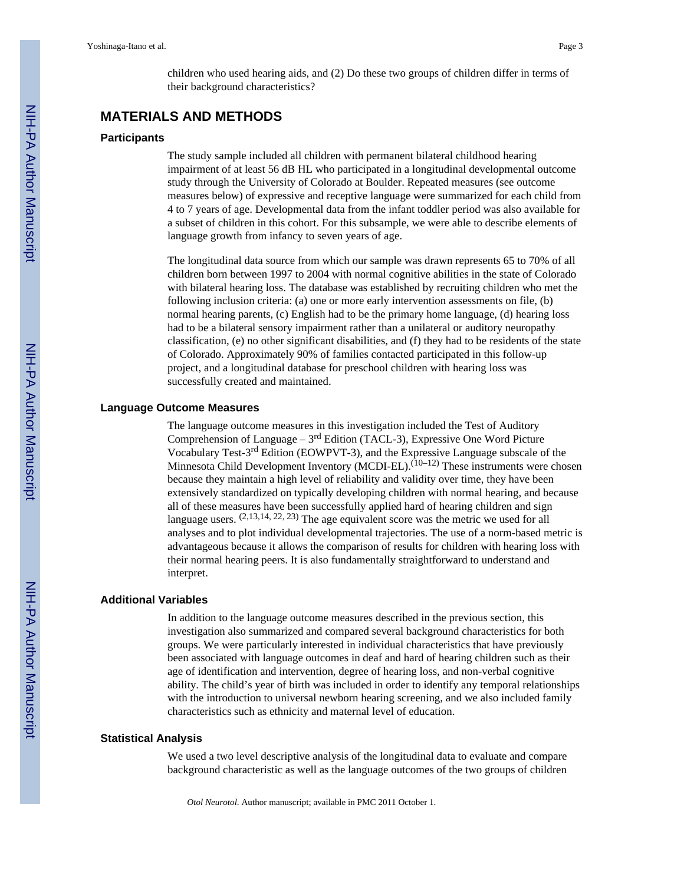children who used hearing aids, and (2) Do these two groups of children differ in terms of their background characteristics?

## MATERIALS AND METHODS

### Participants

The study sample included all children with permanent bilateral childhood hearing impairment of at least 56 dB HL who participated in a longitudinal developmental outcome study through the University of Colorado at Boulder. Repeated measures (see outcome measures below) of expressive and receptive language were summarized for each child from 4 to 7 years of age. Developmental data from the infant toddler period was also available for a subset of children in this cohort. For this subsample, we were able to describe elements of language growth from infancy to seven years of age.

The longitudinal data source from which our sample was drawn represents 65 to 70% of all children born between 1997 to 2004 with normal cognitive abilities in the state of Colorado with bilateral hearing loss. The database was established by recruiting children who met the following inclusion criteria: (a) one or more early intervention assessments on file, (b) normal hearing parents, (c) English had to be the primary home language, (d) hearing loss had to be a bilateral sensory impairment rather than a unilateral or auditory neuropathy classification, (e) no other significant disabilities, and (f) they had to be residents of the state of Colorado. Approximately 90% of families contacted participated in this follow-up project, and a longitudinal database for preschool children with hearing loss was successfully created and maintained.

### Language Outcome Measures

The language outcome measures in this investigation included the Test of Auditory Comprehension of Language – 3rd Edition (TACL-3), Expressive One Word Picture Vocabulary Test-3rd Edition (EOWPVT-3), and the Expressive Language subscale of the Minnesota Child Development Inventory (MCDI-EL).[10–12] These instruments were chosen because they maintain a high level of reliability and validity over time, they have been extensively standardized on typically developing children with normal hearing, and because all of these measures have been successfully applied hard of hearing children and sign language users. [2,13,14, 22, 23] The age equivalent score was the metric we used for all analyses and to plot individual developmental trajectories. The use of a norm-based metric is advantageous because it allows the comparison of results for children with hearing loss with their normal hearing peers. It is also fundamentally straightforward to understand and interpret.

### Additional Variables

In addition to the language outcome measures described in the previous section, this investigation also summarized and compared several background characteristics for both groups. We were particularly interested in individual characteristics that have previously been associated with language outcomes in deaf and hard of hearing children such as their age of identification and intervention, degree of hearing loss, and non-verbal cognitive ability. The child's year of birth was included in order to identify any temporal relationships with the introduction to universal newborn hearing screening, and we also included family characteristics such as ethnicity and maternal level of education.

### Statistical Analysis

We used a two level descriptive analysis of the longitudinal data to evaluate and compare background characteristic as well as the language outcomes of the two groups of children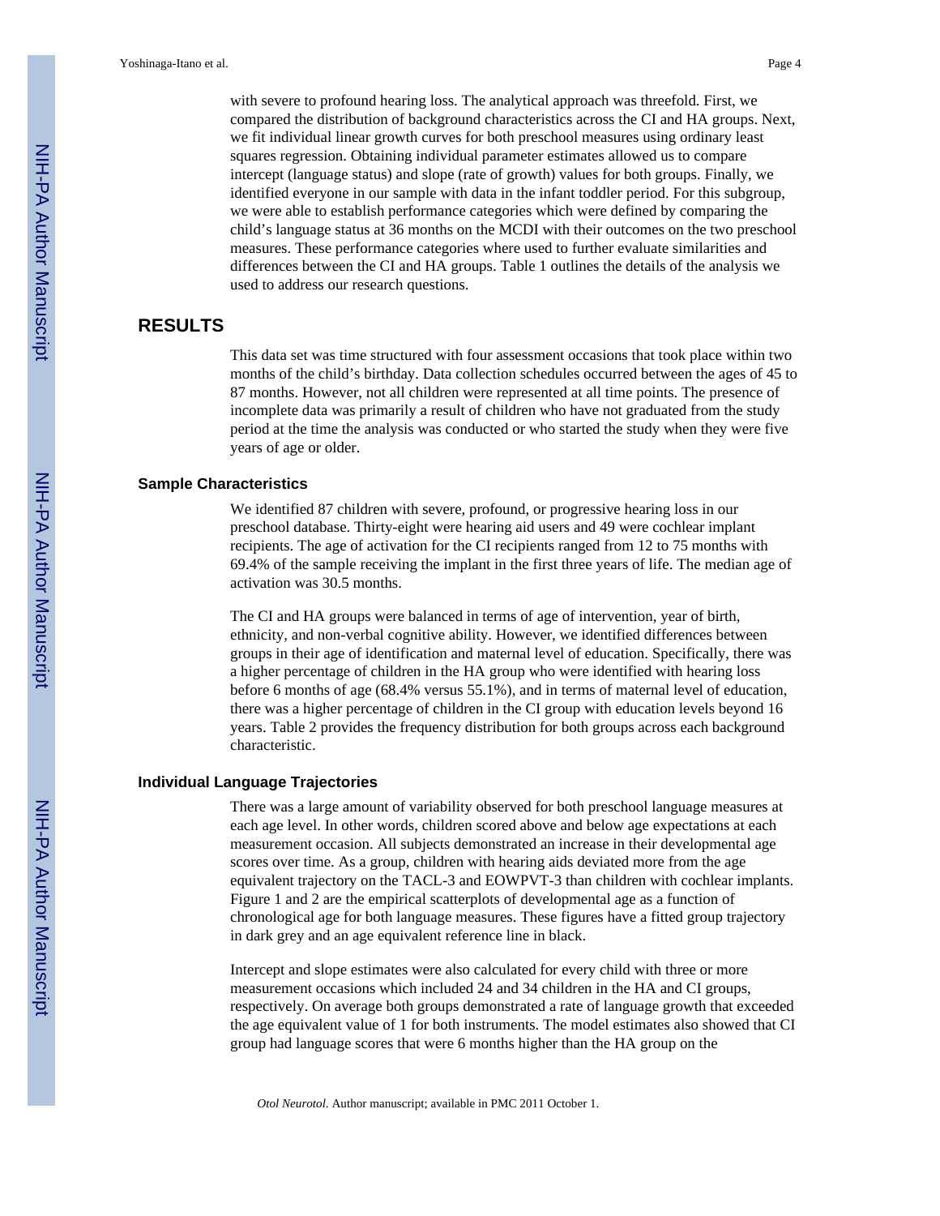with severe to profound hearing loss. The analytical approach was threefold. First, we compared the distribution of background characteristics across the CI and HA groups. Next, we fit individual linear growth curves for both preschool measures using ordinary least squares regression. Obtaining individual parameter estimates allowed us to compare intercept (language status) and slope (rate of growth) values for both groups. Finally, we identified everyone in our sample with data in the infant toddler period. For this subgroup, we were able to establish performance categories which were defined by comparing the child's language status at 36 months on the MCDI with their outcomes on the two preschool measures. These performance categories where used to further evaluate similarities and differences between the CI and HA groups. Table 1 outlines the details of the analysis we used to address our research questions.

# RESULTS

This data set was time structured with four assessment occasions that took place within two months of the child's birthday. Data collection schedules occurred between the ages of 45 to 87 months. However, not all children were represented at all time points. The presence of incomplete data was primarily a result of children who have not graduated from the study period at the time the analysis was conducted or who started the study when they were five years of age or older.

## Sample Characteristics

We identified 87 children with severe, profound, or progressive hearing loss in our preschool database. Thirty-eight were hearing aid users and 49 were cochlear implant recipients. The age of activation for the CI recipients ranged from 12 to 75 months with 69.4% of the sample receiving the implant in the first three years of life. The median age of activation was 30.5 months.

The CI and HA groups were balanced in terms of age of intervention, year of birth, ethnicity, and non-verbal cognitive ability. However, we identified differences between groups in their age of identification and maternal level of education. Specifically, there was a higher percentage of children in the HA group who were identified with hearing loss before 6 months of age (68.4% versus 55.1%), and in terms of maternal level of education, there was a higher percentage of children in the CI group with education levels beyond 16 years. Table 2 provides the frequency distribution for both groups across each background characteristic.

## Individual Language Trajectories

There was a large amount of variability observed for both preschool language measures at each age level. In other words, children scored above and below age expectations at each measurement occasion. All subjects demonstrated an increase in their developmental age scores over time. As a group, children with hearing aids deviated more from the age equivalent trajectory on the TACL-3 and EOWPVT-3 than children with cochlear implants. Figure 1 and 2 are the empirical scatterplots of developmental age as a function of chronological age for both language measures. These figures have a fitted group trajectory in dark grey and an age equivalent reference line in black.

Intercept and slope estimates were also calculated for every child with three or more measurement occasions which included 24 and 34 children in the HA and CI groups, respectively. On average both groups demonstrated a rate of language growth that exceeded the age equivalent value of 1 for both instruments. The model estimates also showed that CI group had language scores that were 6 months higher than the HA group on the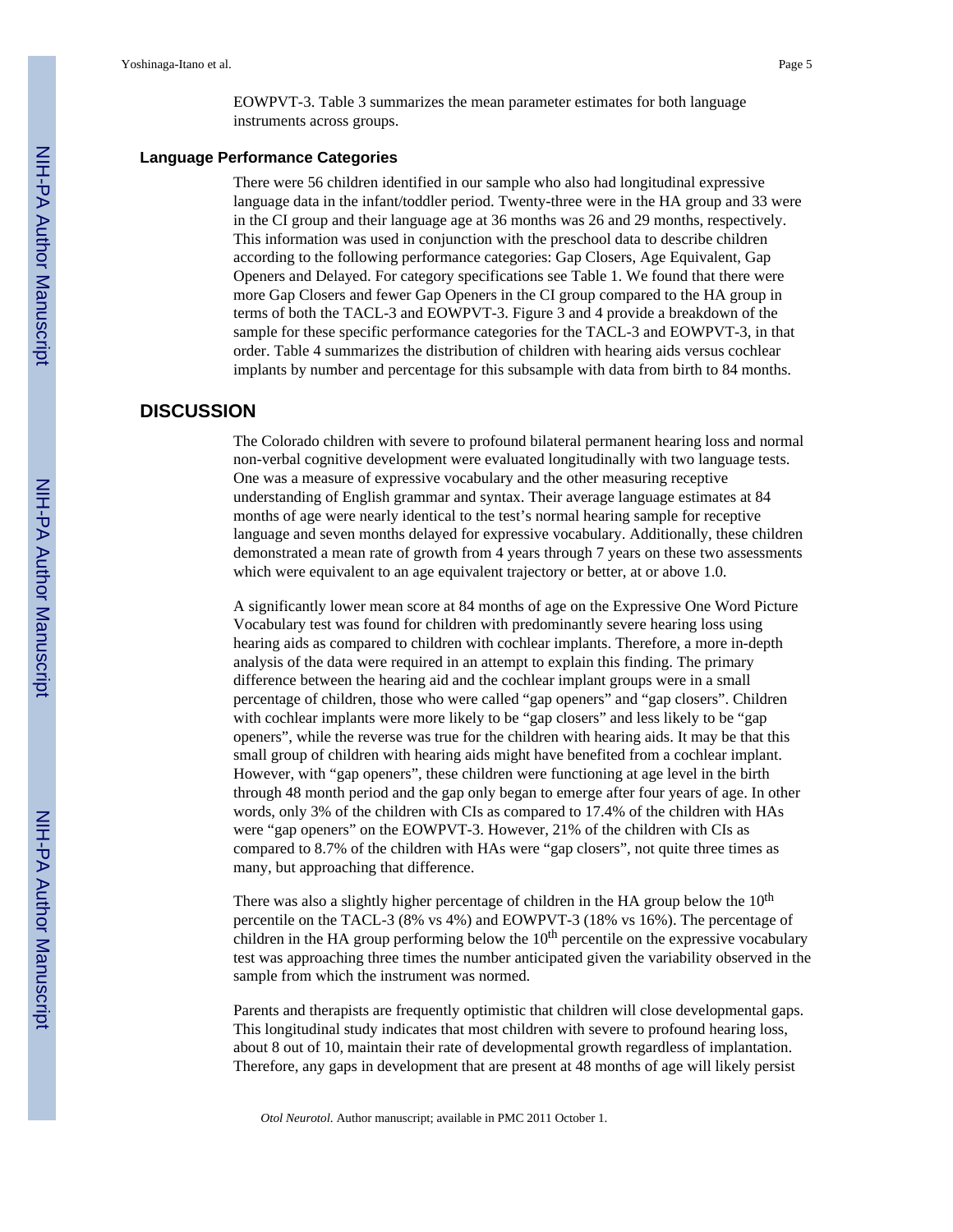EOWPVT-3. Table 3 summarizes the mean parameter estimates for both language instruments across groups.

### Language Performance Categories

There were 56 children identified in our sample who also had longitudinal expressive language data in the infant/toddler period. Twenty-three were in the HA group and 33 were in the CI group and their language age at 36 months was 26 and 29 months, respectively. This information was used in conjunction with the preschool data to describe children according to the following performance categories: Gap Closers, Age Equivalent, Gap Openers and Delayed. For category specifications see Table 1. We found that there were more Gap Closers and fewer Gap Openers in the CI group compared to the HA group in terms of both the TACL-3 and EOWPVT-3. Figure 3 and 4 provide a breakdown of the sample for these specific performance categories for the TACL-3 and EOWPVT-3, in that order. Table 4 summarizes the distribution of children with hearing aids versus cochlear implants by number and percentage for this subsample with data from birth to 84 months.

## DISCUSSION

The Colorado children with severe to profound bilateral permanent hearing loss and normal non-verbal cognitive development were evaluated longitudinally with two language tests. One was a measure of expressive vocabulary and the other measuring receptive understanding of English grammar and syntax. Their average language estimates at 84 months of age were nearly identical to the test's normal hearing sample for receptive language and seven months delayed for expressive vocabulary. Additionally, these children demonstrated a mean rate of growth from 4 years through 7 years on these two assessments which were equivalent to an age equivalent trajectory or better, at or above 1.0.

A significantly lower mean score at 84 months of age on the Expressive One Word Picture Vocabulary test was found for children with predominantly severe hearing loss using hearing aids as compared to children with cochlear implants. Therefore, a more in-depth analysis of the data were required in an attempt to explain this finding. The primary difference between the hearing aid and the cochlear implant groups were in a small percentage of children, those who were called "gap openers" and "gap closers". Children with cochlear implants were more likely to be "gap closers" and less likely to be "gap openers", while the reverse was true for the children with hearing aids. It may be that this small group of children with hearing aids might have benefited from a cochlear implant. However, with "gap openers", these children were functioning at age level in the birth through 48 month period and the gap only began to emerge after four years of age. In other words, only 3% of the children with CIs as compared to 17.4% of the children with HAs were "gap openers" on the EOWPVT-3. However, 21% of the children with CIs as compared to 8.7% of the children with HAs were "gap closers", not quite three times as many, but approaching that difference.

There was also a slightly higher percentage of children in the HA group below the 10th percentile on the TACL-3 (8% vs 4%) and EOWPVT-3 (18% vs 16%). The percentage of children in the HA group performing below the 10th percentile on the expressive vocabulary test was approaching three times the number anticipated given the variability observed in the sample from which the instrument was normed.

Parents and therapists are frequently optimistic that children will close developmental gaps. This longitudinal study indicates that most children with severe to profound hearing loss, about 8 out of 10, maintain their rate of developmental growth regardless of implantation. Therefore, any gaps in development that are present at 48 months of age will likely persist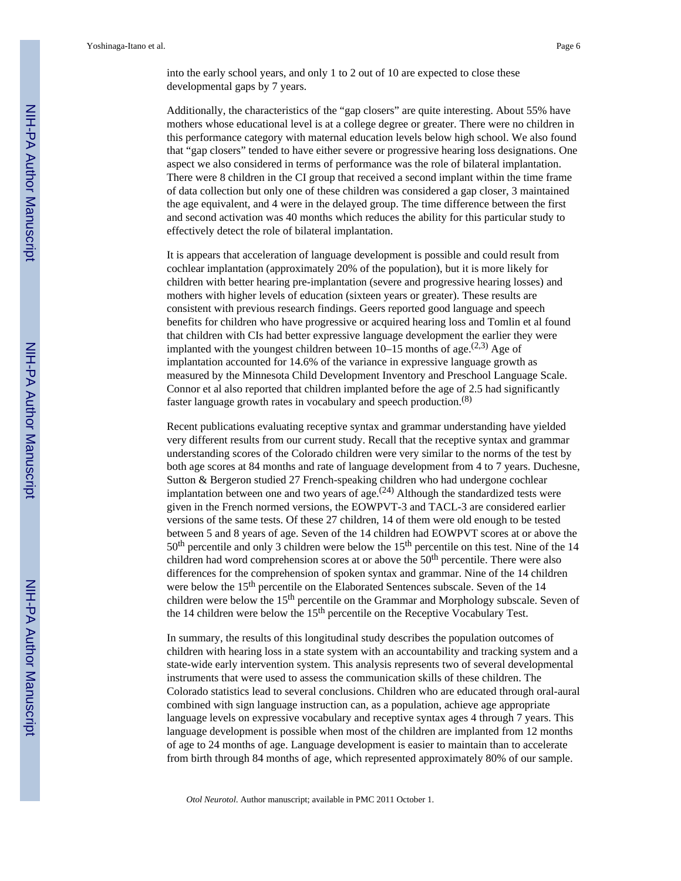into the early school years, and only 1 to 2 out of 10 are expected to close these developmental gaps by 7 years.

Additionally, the characteristics of the "gap closers" are quite interesting. About 55% have mothers whose educational level is at a college degree or greater. There were no children in this performance category with maternal education levels below high school. We also found that "gap closers" tended to have either severe or progressive hearing loss designations. One aspect we also considered in terms of performance was the role of bilateral implantation. There were 8 children in the CI group that received a second implant within the time frame of data collection but only one of these children was considered a gap closer, 3 maintained the age equivalent, and 4 were in the delayed group. The time difference between the first and second activation was 40 months which reduces the ability for this particular study to effectively detect the role of bilateral implantation.

It is appears that acceleration of language development is possible and could result from cochlear implantation (approximately 20% of the population), but it is more likely for children with better hearing pre-implantation (severe and progressive hearing losses) and mothers with higher levels of education (sixteen years or greater). These results are consistent with previous research findings. Geers reported good language and speech benefits for children who have progressive or acquired hearing loss and Tomlin et al found that children with CIs had better expressive language development the earlier they were implanted with the youngest children between 10–15 months of age.[2,3] Age of implantation accounted for 14.6% of the variance in expressive language growth as measured by the Minnesota Child Development Inventory and Preschool Language Scale. Connor et al also reported that children implanted before the age of 2.5 had significantly faster language growth rates in vocabulary and speech production.[8]

Recent publications evaluating receptive syntax and grammar understanding have yielded very different results from our current study. Recall that the receptive syntax and grammar understanding scores of the Colorado children were very similar to the norms of the test by both age scores at 84 months and rate of language development from 4 to 7 years. Duchesne, Sutton & Bergeron studied 27 French-speaking children who had undergone cochlear implantation between one and two years of age.[24] Although the standardized tests were given in the French normed versions, the EOWPVT-3 and TACL-3 are considered earlier versions of the same tests. Of these 27 children, 14 of them were old enough to be tested between 5 and 8 years of age. Seven of the 14 children had EOWPVT scores at or above the 50th percentile and only 3 children were below the 15th percentile on this test. Nine of the 14 children had word comprehension scores at or above the 50th percentile. There were also differences for the comprehension of spoken syntax and grammar. Nine of the 14 children were below the 15th percentile on the Elaborated Sentences subscale. Seven of the 14 children were below the 15th percentile on the Grammar and Morphology subscale. Seven of the 14 children were below the 15th percentile on the Receptive Vocabulary Test.

In summary, the results of this longitudinal study describes the population outcomes of children with hearing loss in a state system with an accountability and tracking system and a state-wide early intervention system. This analysis represents two of several developmental instruments that were used to assess the communication skills of these children. The Colorado statistics lead to several conclusions. Children who are educated through oral-aural combined with sign language instruction can, as a population, achieve age appropriate language levels on expressive vocabulary and receptive syntax ages 4 through 7 years. This language development is possible when most of the children are implanted from 12 months of age to 24 months of age. Language development is easier to maintain than to accelerate from birth through 84 months of age, which represented approximately 80% of our sample.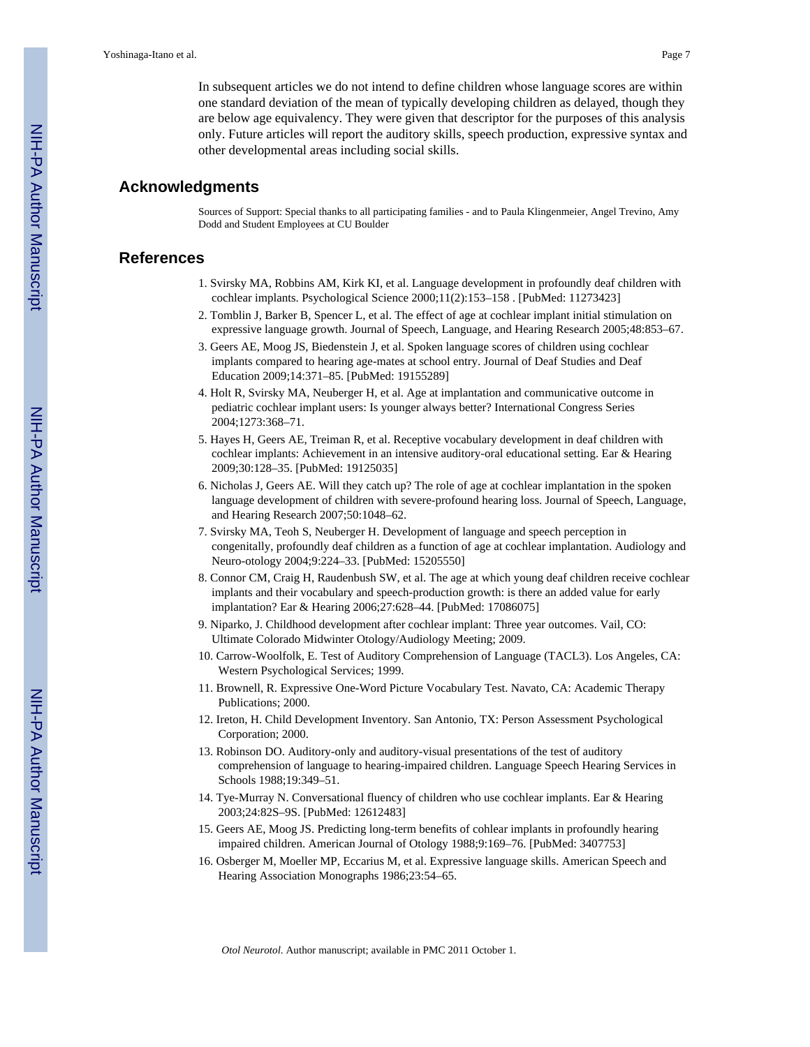In subsequent articles we do not intend to define children whose language scores are within one standard deviation of the mean of typically developing children as delayed, though they are below age equivalency. They were given that descriptor for the purposes of this analysis only. Future articles will report the auditory skills, speech production, expressive syntax and other developmental areas including social skills.

## Acknowledgments

Sources of Support: Special thanks to all participating families - and to Paula Klingenmeier, Angel Trevino, Amy Dodd and Student Employees at CU Boulder

## References

1. Svirsky MA, Robbins AM, Kirk KI, et al. Language development in profoundly deaf children with cochlear implants. Psychological Science 2000;11(2):153–158 . [PubMed: 11273423]
2. Tomblin J, Barker B, Spencer L, et al. The effect of age at cochlear implant initial stimulation on expressive language growth. Journal of Speech, Language, and Hearing Research 2005;48:853–67.
3. Geers AE, Moog JS, Biedenstein J, et al. Spoken language scores of children using cochlear implants compared to hearing age-mates at school entry. Journal of Deaf Studies and Deaf Education 2009;14:371–85. [PubMed: 19155289]
4. Holt R, Svirsky MA, Neuberger H, et al. Age at implantation and communicative outcome in pediatric cochlear implant users: Is younger always better? International Congress Series 2004;1273:368–71.
5. Hayes H, Geers AE, Treiman R, et al. Receptive vocabulary development in deaf children with cochlear implants: Achievement in an intensive auditory-oral educational setting. Ear & Hearing 2009;30:128–35. [PubMed: 19125035]
6. Nicholas J, Geers AE. Will they catch up? The role of age at cochlear implantation in the spoken language development of children with severe-profound hearing loss. Journal of Speech, Language, and Hearing Research 2007;50:1048–62.
7. Svirsky MA, Teoh S, Neuberger H. Development of language and speech perception in congenitally, profoundly deaf children as a function of age at cochlear implantation. Audiology and Neuro-otology 2004;9:224–33. [PubMed: 15205550]
8. Connor CM, Craig H, Raudenbush SW, et al. The age at which young deaf children receive cochlear implants and their vocabulary and speech-production growth: is there an added value for early implantation? Ear & Hearing 2006;27:628–44. [PubMed: 17086075]
9. Niparko, J. Childhood development after cochlear implant: Three year outcomes. Vail, CO: Ultimate Colorado Midwinter Otology/Audiology Meeting; 2009.
10. Carrow-Woolfolk, E. Test of Auditory Comprehension of Language (TACL3). Los Angeles, CA: Western Psychological Services; 1999.
11. Brownell, R. Expressive One-Word Picture Vocabulary Test. Navato, CA: Academic Therapy Publications; 2000.
12. Ireton, H. Child Development Inventory. San Antonio, TX: Person Assessment Psychological Corporation; 2000.
13. Robinson DO. Auditory-only and auditory-visual presentations of the test of auditory comprehension of language to hearing-impaired children. Language Speech Hearing Services in Schools 1988;19:349–51.
14. Tye-Murray N. Conversational fluency of children who use cochlear implants. Ear & Hearing 2003;24:82S–9S. [PubMed: 12612483]
15. Geers AE, Moog JS. Predicting long-term benefits of cohlear implants in profoundly hearing impaired children. American Journal of Otology 1988;9:169–76. [PubMed: 3407753]
16. Osberger M, Moeller MP, Eccarius M, et al. Expressive language skills. American Speech and Hearing Association Monographs 1986;23:54–65.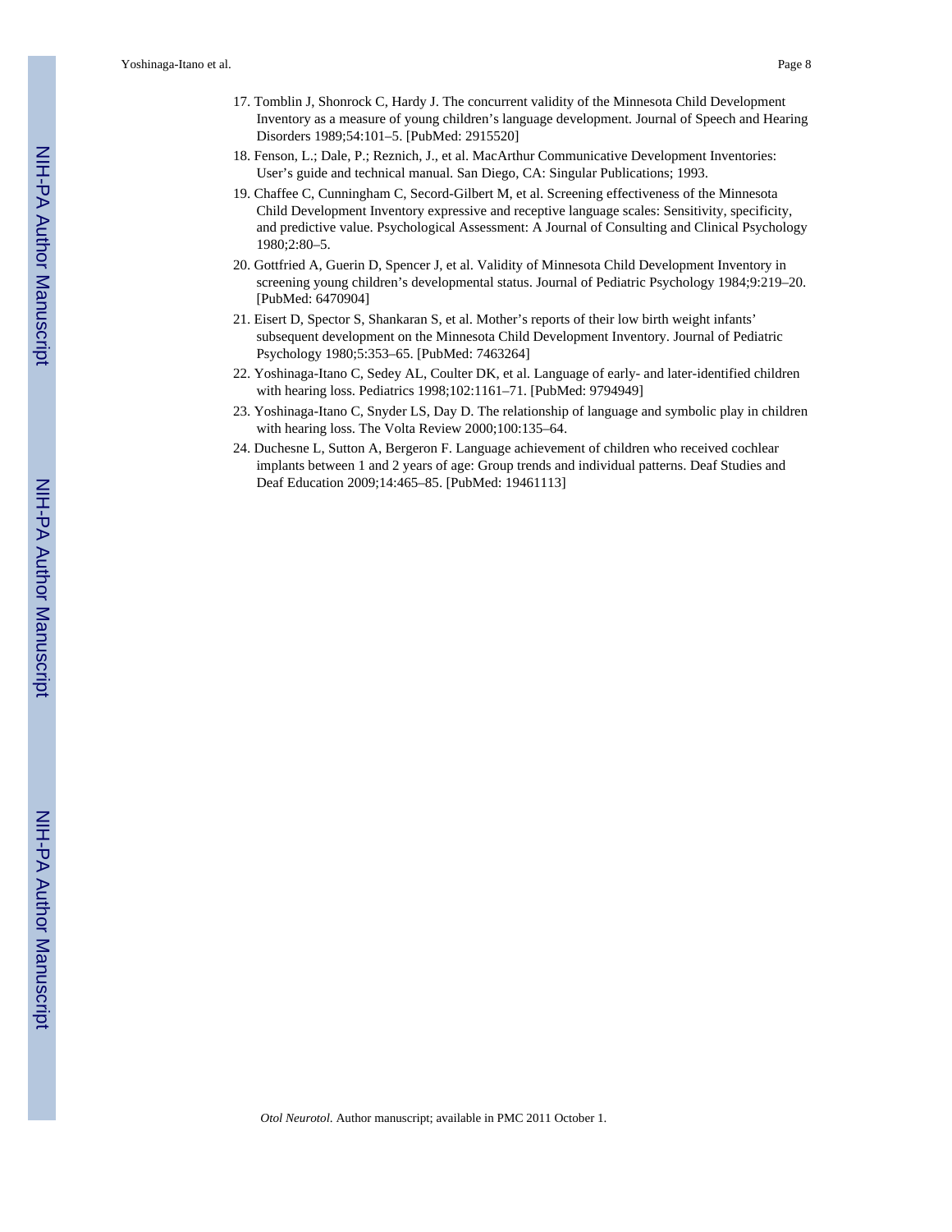17. Tomblin J, Shonrock C, Hardy J. The concurrent validity of the Minnesota Child Development Inventory as a measure of young children's language development. Journal of Speech and Hearing Disorders 1989;54:101–5. [PubMed: 2915520]
18. Fenson, L.; Dale, P.; Reznich, J., et al. MacArthur Communicative Development Inventories: User's guide and technical manual. San Diego, CA: Singular Publications; 1993.
19. Chaffee C, Cunningham C, Secord-Gilbert M, et al. Screening effectiveness of the Minnesota Child Development Inventory expressive and receptive language scales: Sensitivity, specificity, and predictive value. Psychological Assessment: A Journal of Consulting and Clinical Psychology 1980;2:80–5.
20. Gottfried A, Guerin D, Spencer J, et al. Validity of Minnesota Child Development Inventory in screening young children's developmental status. Journal of Pediatric Psychology 1984;9:219–20. [PubMed: 6470904]
21. Eisert D, Spector S, Shankaran S, et al. Mother's reports of their low birth weight infants' subsequent development on the Minnesota Child Development Inventory. Journal of Pediatric Psychology 1980;5:353–65. [PubMed: 7463264]
22. Yoshinaga-Itano C, Sedey AL, Coulter DK, et al. Language of early- and later-identified children with hearing loss. Pediatrics 1998;102:1161–71. [PubMed: 9794949]
23. Yoshinaga-Itano C, Snyder LS, Day D. The relationship of language and symbolic play in children with hearing loss. The Volta Review 2000;100:135–64.
24. Duchesne L, Sutton A, Bergeron F. Language achievement of children who received cochlear implants between 1 and 2 years of age: Group trends and individual patterns. Deaf Studies and Deaf Education 2009;14:465–85. [PubMed: 19461113]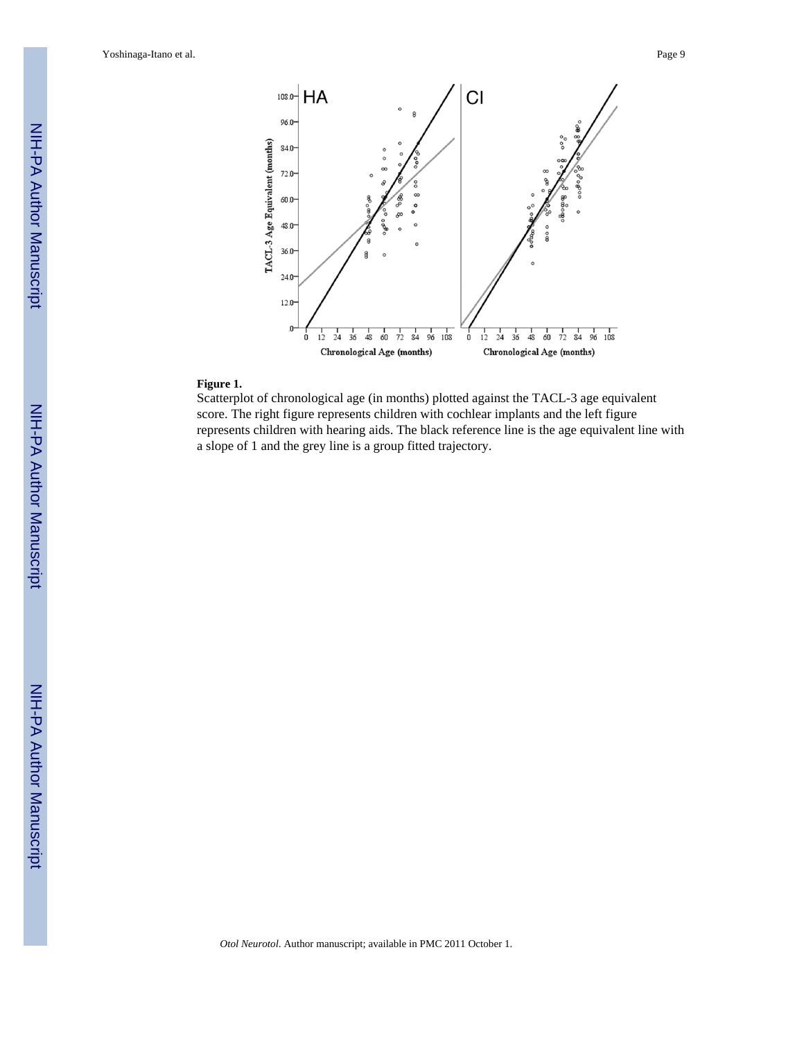HA

CI

TACL-3 Age Equivalent (months)

108.0
96.0
84.0
72.0
60.0
48.0
36.0
24.0
12.0
.0

0 12 24 36 48 60 72 84 96 108

Chronological Age (months)

0 12 24 36 48 60 72 84 96 108

Chronological Age (months)

**Figure 1.**

Scatterplot of chronological age (in months) plotted against the TACL-3 age equivalent score. The right figure represents children with cochlear implants and the left figure represents children with hearing aids. The black reference line is the age equivalent line with a slope of 1 and the grey line is a group fitted trajectory.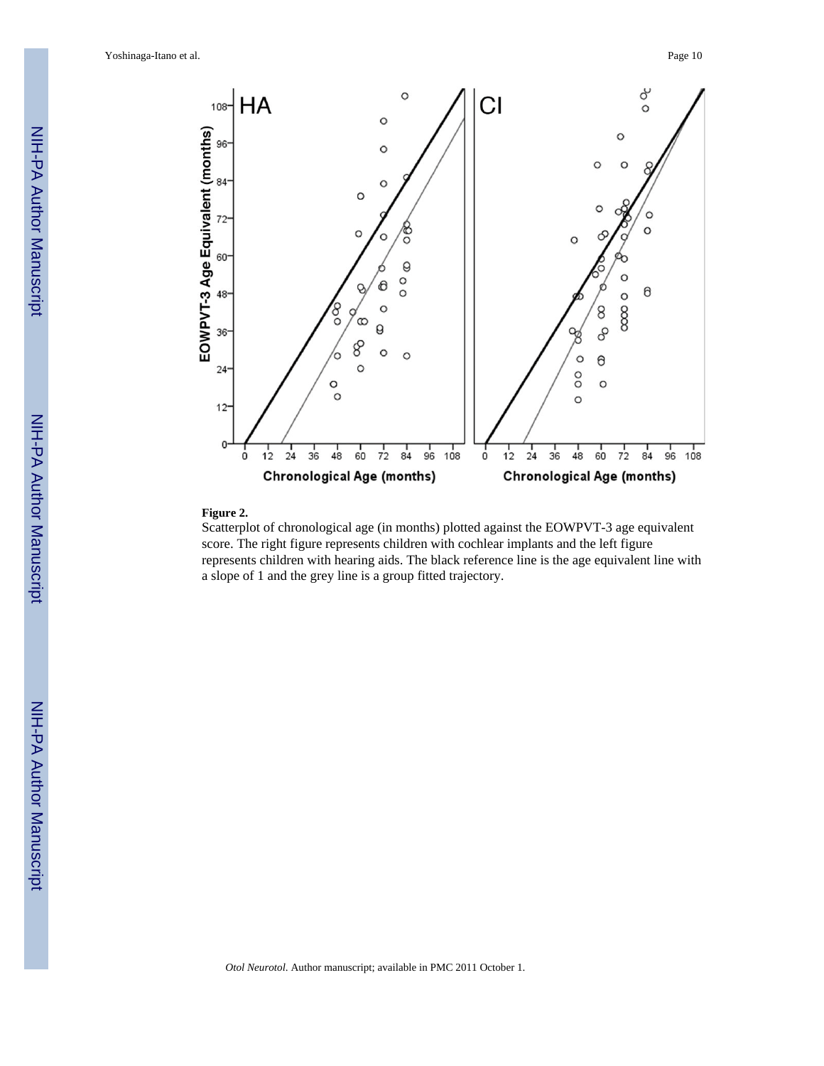HA

CI

EOWPVT-3 Age Equivalent (months)

0 12 24 36 48 60 72 84 96 108

Chronological Age (months)

0 12 24 36 48 60 72 84 96 108

Chronological Age (months)

**Figure 2.**

Scatterplot of chronological age (in months) plotted against the EOWPVT-3 age equivalent score. The right figure represents children with cochlear implants and the left figure represents children with hearing aids. The black reference line is the age equivalent line with a slope of 1 and the grey line is a group fitted trajectory.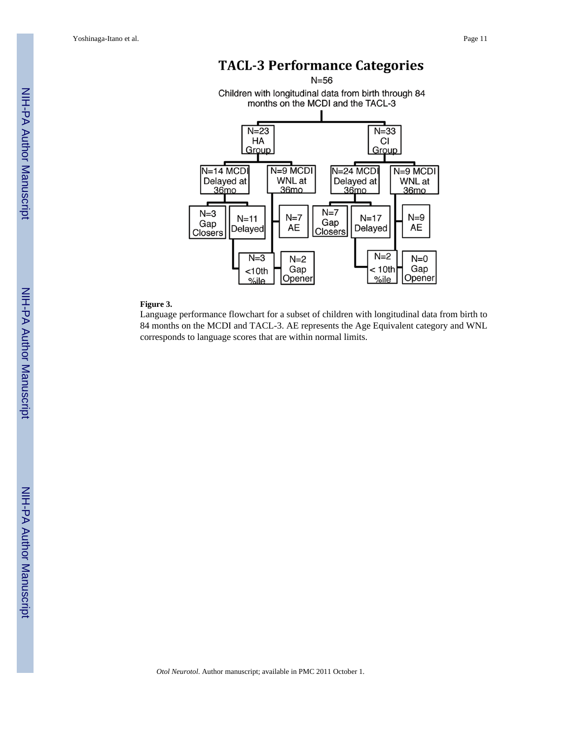TACL-3 Performance Categories

N=56

Children with longitudinal data from birth through 84 months on the MCDI and the TACL-3

N=23 HA Group

N=33 CI Group

N=14 MCDI Delayed at 36mo

N=9 MCDI WNL at 36mo

N=24 MCDI Delayed at 36mo

N=9 MCDI WNL at 36mo

N=3 Gap Closers

N=11 Delayed

N=7 AE

N=7 Gap Closers

N=17 Delayed

N=9 AE

N=3 <10th %ile

N=2 Gap Opener

N=2 < 10th %ile

N=0 Gap Opener

**Figure 3.**

Language performance flowchart for a subset of children with longitudinal data from birth to 84 months on the MCDI and TACL-3. AE represents the Age Equivalent category and WNL corresponds to language scores that are within normal limits.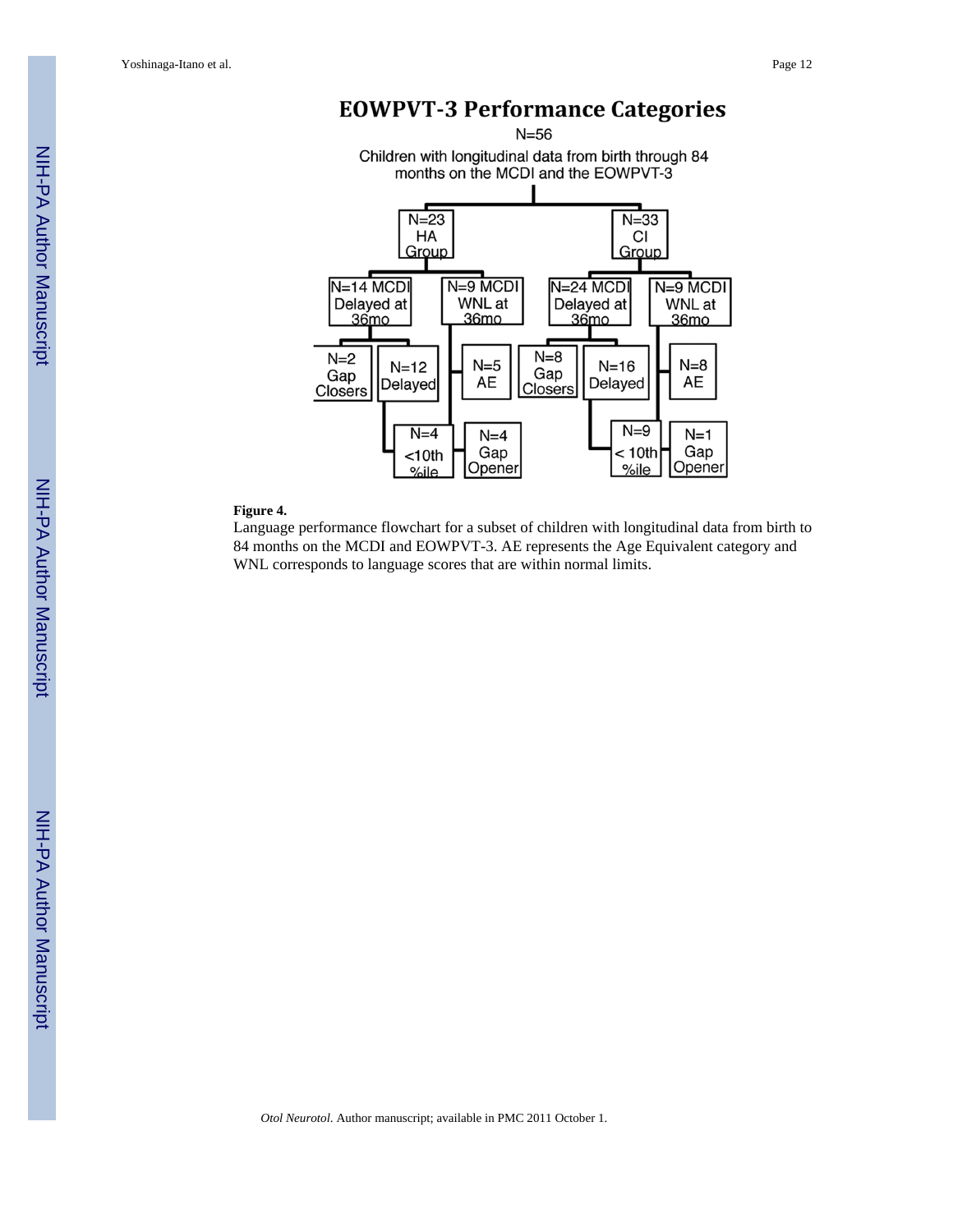EOWPVT-3 Performance Categories

N=56

Children with longitudinal data from birth through 84 months on the MCDI and the EOWPVT-3

N=23 HA Group

N=33 CI Group

N=14 MCDI Delayed at 36mo

N=9 MCDI WNL at 36mo

N=24 MCDI Delayed at 36mo

N=9 MCDI WNL at 36mo

N=2 Gap Closers

N=12 Delayed

N=5 AE

N=8 Gap Closers

N=16 Delayed

N=8 AE

N=4 <10th %ile

N=4 Gap Opener

N=9 < 10th %ile

N=1 Gap Opener

**Figure 4.**

Language performance flowchart for a subset of children with longitudinal data from birth to 84 months on the MCDI and EOWPVT-3. AE represents the Age Equivalent category and WNL corresponds to language scores that are within normal limits.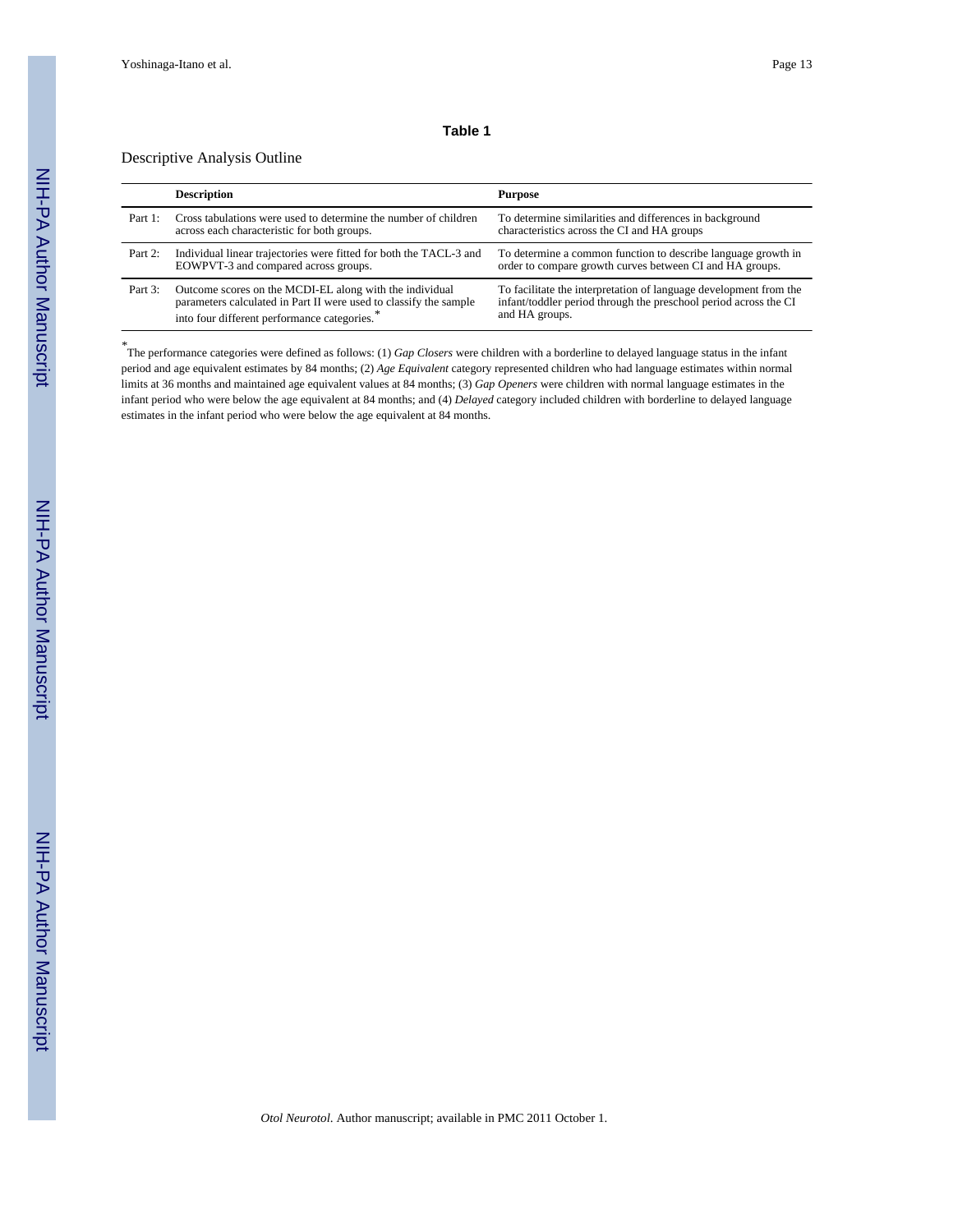**Table 1**

Descriptive Analysis Outline

| | Description | Purpose |
|---|---|---|
| Part 1: | Cross tabulations were used to determine the number of children across each characteristic for both groups. | To determine similarities and differences in background characteristics across the CI and HA groups |
| Part 2: | Individual linear trajectories were fitted for both the TACL-3 and EOWPVT-3 and compared across groups. | To determine a common function to describe language growth in order to compare growth curves between CI and HA groups. |
| Part 3: | Outcome scores on the MCDI-EL along with the individual parameters calculated in Part II were used to classify the sample into four different performance categories.* | To facilitate the interpretation of language development from the infant/toddler period through the preschool period across the CI and HA groups. |

*The performance categories were defined as follows: (1) *Gap Closers* were children with a borderline to delayed language status in the infant period and age equivalent estimates by 84 months; (2) *Age Equivalent* category represented children who had language estimates within normal limits at 36 months and maintained age equivalent values at 84 months; (3) *Gap Openers* were children with normal language estimates in the infant period who were below the age equivalent at 84 months; and (4) *Delayed* category included children with borderline to delayed language estimates in the infant period who were below the age equivalent at 84 months.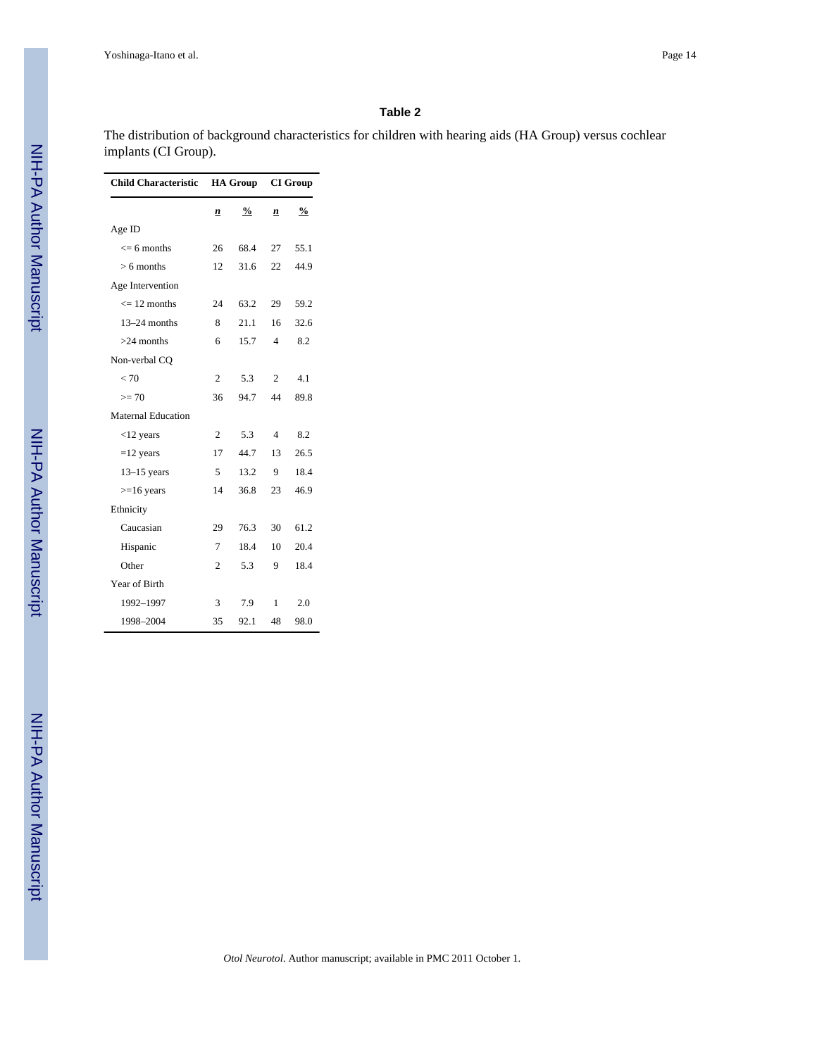**Table 2**

The distribution of background characteristics for children with hearing aids (HA Group) versus cochlear implants (CI Group).

| Child Characteristic | HA Group | | CI Group | |
|---|---|---|---|---|
| | *n* | % | *n* | % |
| Age ID | | | | |
| <= 6 months | 26 | 68.4 | 27 | 55.1 |
| > 6 months | 12 | 31.6 | 22 | 44.9 |
| Age Intervention | | | | |
| <= 12 months | 24 | 63.2 | 29 | 59.2 |
| 13–24 months | 8 | 21.1 | 16 | 32.6 |
| >24 months | 6 | 15.7 | 4 | 8.2 |
| Non-verbal CQ | | | | |
| < 70 | 2 | 5.3 | 2 | 4.1 |
| >= 70 | 36 | 94.7 | 44 | 89.8 |
| Maternal Education | | | | |
| <12 years | 2 | 5.3 | 4 | 8.2 |
| =12 years | 17 | 44.7 | 13 | 26.5 |
| 13–15 years | 5 | 13.2 | 9 | 18.4 |
| >=16 years | 14 | 36.8 | 23 | 46.9 |
| Ethnicity | | | | |
| Caucasian | 29 | 76.3 | 30 | 61.2 |
| Hispanic | 7 | 18.4 | 10 | 20.4 |
| Other | 2 | 5.3 | 9 | 18.4 |
| Year of Birth | | | | |
| 1992–1997 | 3 | 7.9 | 1 | 2.0 |
| 1998–2004 | 35 | 92.1 | 48 | 98.0 |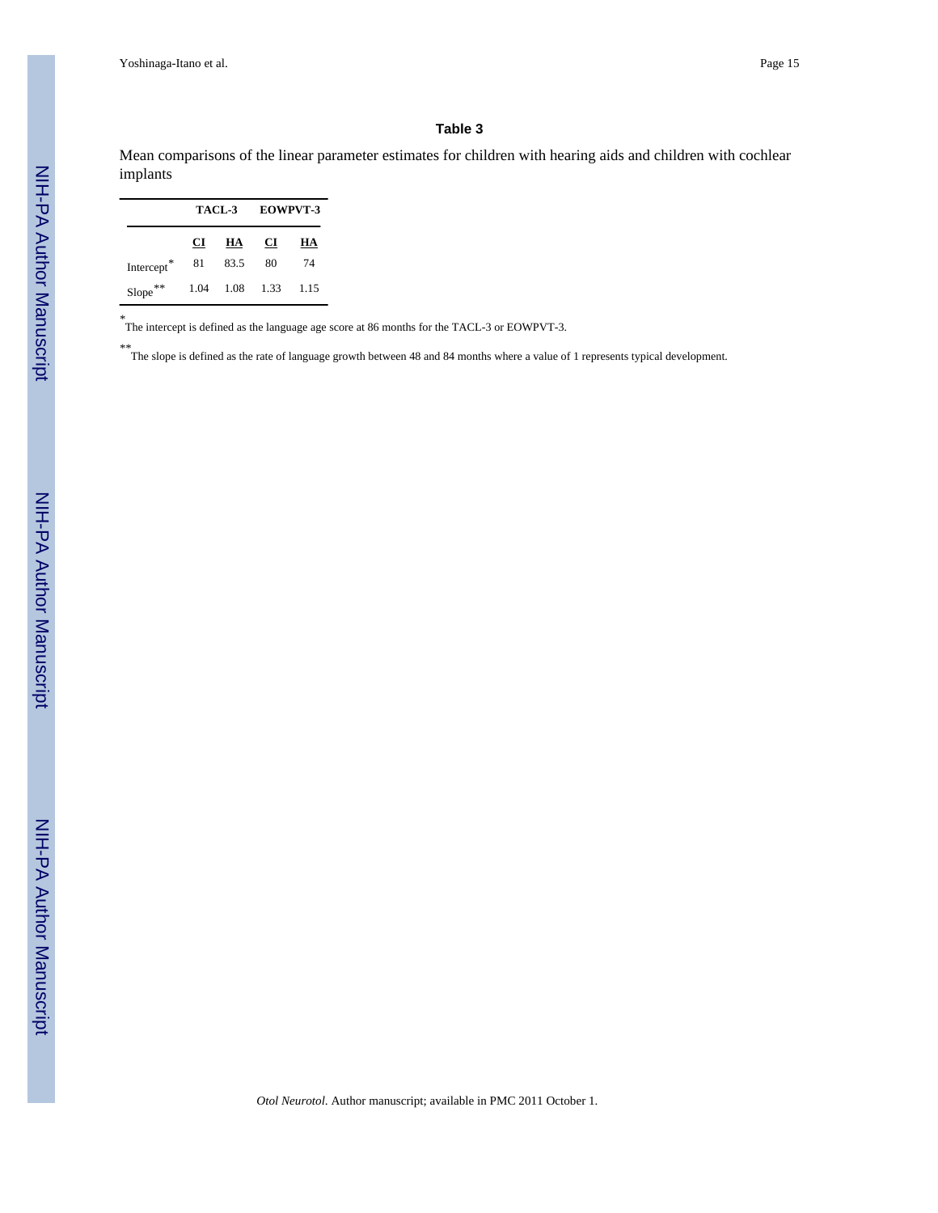## Table 3

Mean comparisons of the linear parameter estimates for children with hearing aids and children with cochlear implants

| | TACL-3 | | EOWPVT-3 | |
|---|---|---|---|---|
| | CI | HA | CI | HA |
| Intercept* | 81 | 83.5 | 80 | 74 |
| Slope** | 1.04 | 1.08 | 1.33 | 1.15 |

*The intercept is defined as the language age score at 86 months for the TACL-3 or EOWPVT-3.

**The slope is defined as the rate of language growth between 48 and 84 months where a value of 1 represents typical development.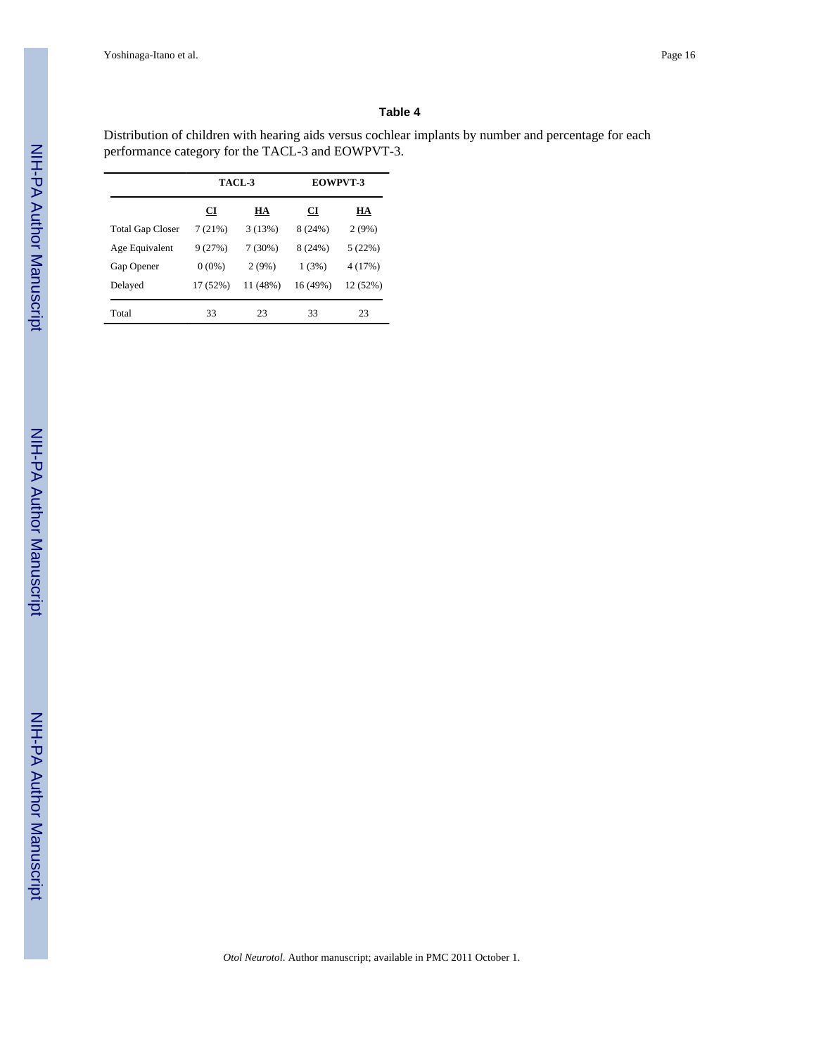**Table 4**

Distribution of children with hearing aids versus cochlear implants by number and percentage for each performance category for the TACL-3 and EOWPVT-3.

| | TACL-3 | | EOWPVT-3 | |
|---|---|---|---|---|
| | CI | HA | CI | HA |
| Total Gap Closer | 7 (21%) | 3 (13%) | 8 (24%) | 2 (9%) |
| Age Equivalent | 9 (27%) | 7 (30%) | 8 (24%) | 5 (22%) |
| Gap Opener | 0 (0%) | 2 (9%) | 1 (3%) | 4 (17%) |
| Delayed | 17 (52%) | 11 (48%) | 16 (49%) | 12 (52%) |
| Total | 33 | 23 | 33 | 23 |